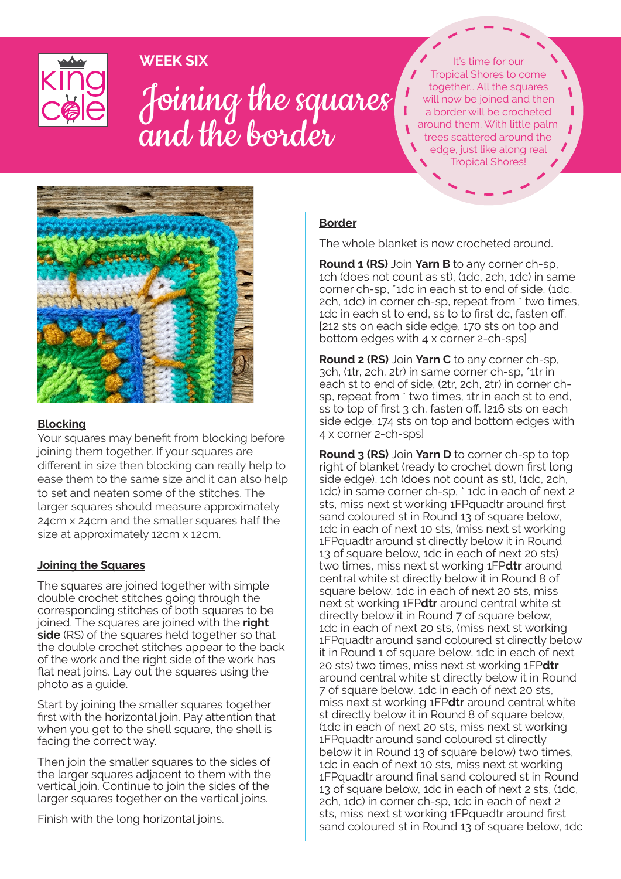## WEEK SIX

# Joining the squares and the border

It's time for our Tropical Shores to come together… All the squares will now be joined and then a border will be crocheted around them. With little palm trees scattered around the edge, just like along real Tropical Shores!

### Blocking

Your squares may benefit from blocking before joining them together. If your squares are different in size then blocking can really help to ease them to the same size and it can also help to set and neaten some of the stitches. The larger squares should measure approximately 24cm x 24cm and the smaller squares half the size at approximately 12cm x 12cm.

### Joining the Squares

The squares are joined together with simple double crochet stitches going through the corresponding stitches of both squares to be joined. The squares are joined with the **right side** (RS) of the squares held together so that the double crochet stitches appear to the back of the work and the right side of the work has flat neat joins. Lay out the squares using the photo as a guide.

Start by joining the smaller squares together first with the horizontal join. Pay attention that when you get to the shell square, the shell is facing the correct way.

Then join the smaller squares to the sides of the larger squares adjacent to them with the vertical join. Continue to join the sides of the larger squares together on the vertical joins.

Finish with the long horizontal joins.

### Border

The whole blanket is now crocheted around.

**Round 1 (RS)** Join **Yarn B** to any corner ch-sp, 1ch (does not count as st), (1dc, 2ch, 1dc) in same corner ch-sp, *1dc in each st to end of side, (1dc, 2ch, 1dc) in corner ch-sp, repeat from * two times, 1dc in each st to end, ss to to first dc, fasten off. [212 sts on each side edge, 170 sts on top and bottom edges with 4 x corner 2-ch-sps]

**Round 2 (RS)** Join **Yarn C** to any corner ch-sp, 3ch, (1tr, 2ch, 2tr) in same corner ch-sp, *1tr in each st to end of side, (2tr, 2ch, 2tr) in corner ch-sp, repeat from * two times, 1tr in each st to end, ss to top of first 3 ch, fasten off. [216 sts on each side edge, 174 sts on top and bottom edges with 4 x corner 2-ch-sps]

**Round 3 (RS)** Join **Yarn D** to corner ch-sp to top right of blanket (ready to crochet down first long side edge), 1ch (does not count as st), (1dc, 2ch, 1dc) in same corner ch-sp, * 1dc in each of next 2 sts, miss next st working 1FPquadtr around first sand coloured st in Round 13 of square below, 1dc in each of next 10 sts, (miss next st working 1FPquadtr around st directly below it in Round 13 of square below, 1dc in each of next 20 sts) two times, miss next st working 1FP**dtr** around central white st directly below it in Round 8 of square below, 1dc in each of next 20 sts, miss next st working 1FP**dtr** around central white st directly below it in Round 7 of square below, 1dc in each of next 20 sts, (miss next st working 1FPquadtr around sand coloured st directly below it in Round 1 of square below, 1dc in each of next 20 sts) two times, miss next st working 1FP**dtr** around central white st directly below it in Round 7 of square below, 1dc in each of next 20 sts, miss next st working 1FP**dtr** around central white st directly below it in Round 8 of square below, (1dc in each of next 20 sts, miss next st working 1FPquadtr around sand coloured st directly below it in Round 13 of square below) two times, 1dc in each of next 10 sts, miss next st working 1FPquadtr around final sand coloured st in Round 13 of square below, 1dc in each of next 2 sts, (1dc, 2ch, 1dc) in corner ch-sp, 1dc in each of next 2 sts, miss next st working 1FPquadtr around first sand coloured st in Round 13 of square below, 1dc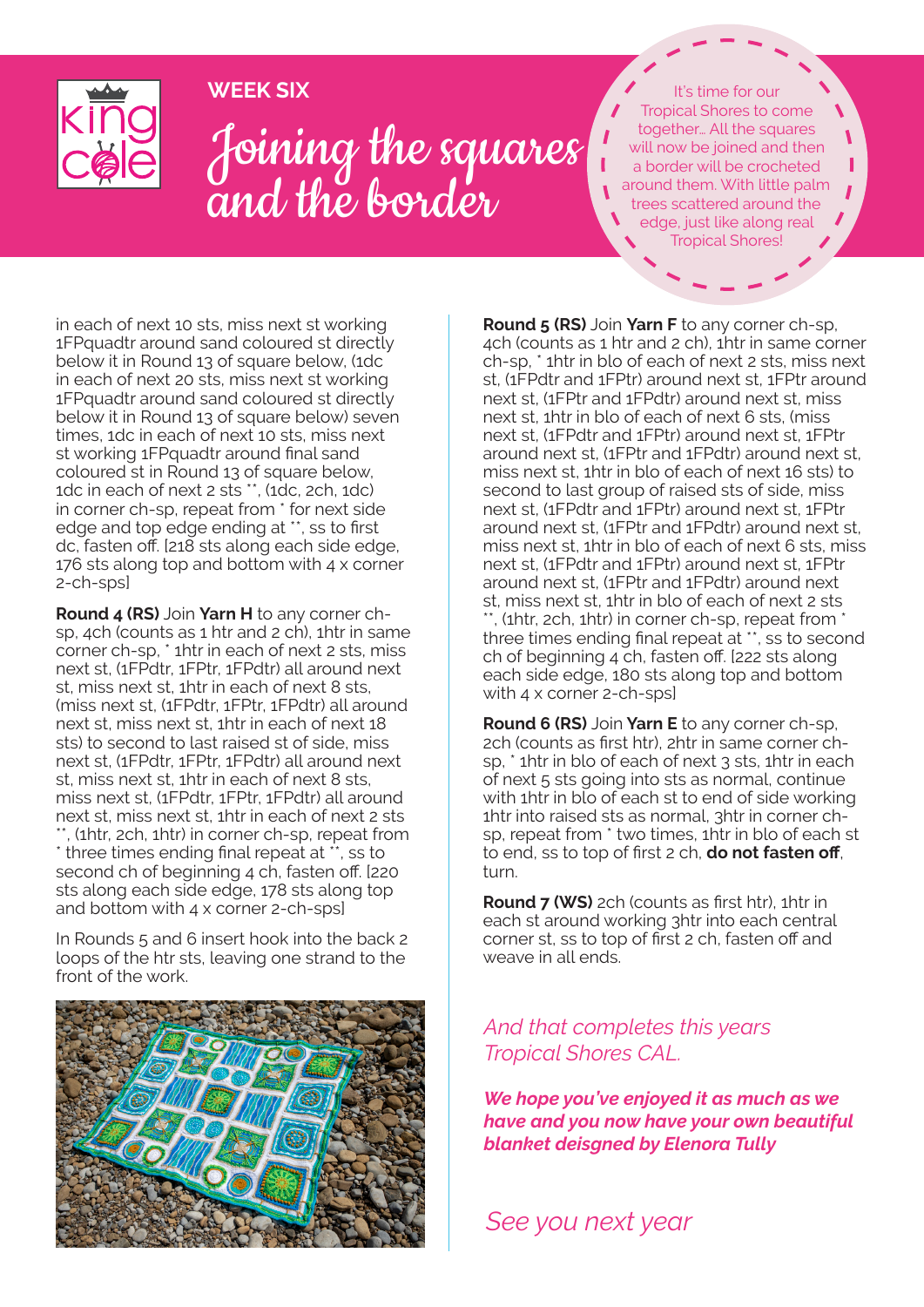## WEEK SIX

# Joining the squares and the border

It's time for our Tropical Shores to come together… All the squares will now be joined and then a border will be crocheted around them. With little palm trees scattered around the edge, just like along real Tropical Shores!

in each of next 10 sts, miss next st working 1FPquadtr around sand coloured st directly below it in Round 13 of square below, (1dc in each of next 20 sts, miss next st working 1FPquadtr around sand coloured st directly below it in Round 13 of square below) seven times, 1dc in each of next 10 sts, miss next st working 1FPquadtr around final sand coloured st in Round 13 of square below, 1dc in each of next 2 sts **, (1dc, 2ch, 1dc) in corner ch-sp, repeat from * for next side edge and top edge ending at **, ss to first dc, fasten off. [218 sts along each side edge, 176 sts along top and bottom with 4 x corner 2-ch-sps]

**Round 4 (RS)** Join **Yarn H** to any corner ch-sp, 4ch (counts as 1 htr and 2 ch), 1htr in same corner ch-sp, * 1htr in each of next 2 sts, miss next st, (1FPdtr, 1FPtr, 1FPdtr) all around next st, miss next st, 1htr in each of next 8 sts, (miss next st, (1FPdtr, 1FPtr, 1FPdtr) all around next st, miss next st, 1htr in each of next 18 sts) to second to last raised st of side, miss next st, (1FPdtr, 1FPtr, 1FPdtr) all around next st, miss next st, 1htr in each of next 8 sts, miss next st, (1FPdtr, 1FPtr, 1FPdtr) all around next st, miss next st, 1htr in each of next 2 sts **, (1htr, 2ch, 1htr) in corner ch-sp, repeat from * three times ending final repeat at **, ss to second ch of beginning 4 ch, fasten off. [220 sts along each side edge, 178 sts along top and bottom with 4 x corner 2-ch-sps]

In Rounds 5 and 6 insert hook into the back 2 loops of the htr sts, leaving one strand to the front of the work.

**Round 5 (RS)** Join **Yarn F** to any corner ch-sp, 4ch (counts as 1 htr and 2 ch), 1htr in same corner ch-sp, * 1htr in blo of each of next 2 sts, miss next st, (1FPdtr and 1FPtr) around next st, 1FPtr around next st, (1FPtr and 1FPdtr) around next st, miss next st, 1htr in blo of each of next 6 sts, (miss next st, (1FPdtr and 1FPtr) around next st, 1FPtr around next st, (1FPtr and 1FPdtr) around next st, miss next st, 1htr in blo of each of next 16 sts) to second to last group of raised sts of side, miss next st, (1FPdtr and 1FPtr) around next st, 1FPtr around next st, (1FPtr and 1FPdtr) around next st, miss next st, 1htr in blo of each of next 6 sts, miss next st, (1FPdtr and 1FPtr) around next st, 1FPtr around next st, (1FPtr and 1FPdtr) around next st, miss next st, 1htr in blo of each of next 2 sts **, (1htr, 2ch, 1htr) in corner ch-sp, repeat from * three times ending final repeat at **, ss to second ch of beginning 4 ch, fasten off. [222 sts along each side edge, 180 sts along top and bottom with 4 x corner 2-ch-sps]

**Round 6 (RS)** Join **Yarn E** to any corner ch-sp, 2ch (counts as first htr), 2htr in same corner ch-sp, * 1htr in blo of each of next 3 sts, 1htr in each of next 5 sts going into sts as normal, continue with 1htr in blo of each st to end of side working 1htr into raised sts as normal, 3htr in corner ch-sp, repeat from * two times, 1htr in blo of each st to end, ss to top of first 2 ch, **do not fasten off**, turn.

**Round 7 (WS)** 2ch (counts as first htr), 1htr in each st around working 3htr into each central corner st, ss to top of first 2 ch, fasten off and weave in all ends.

*And that completes this years Tropical Shores CAL.*

***We hope you've enjoyed it as much as we have and you now have your own beautiful blanket deisgned by Elenora Tully***

*See you next year*